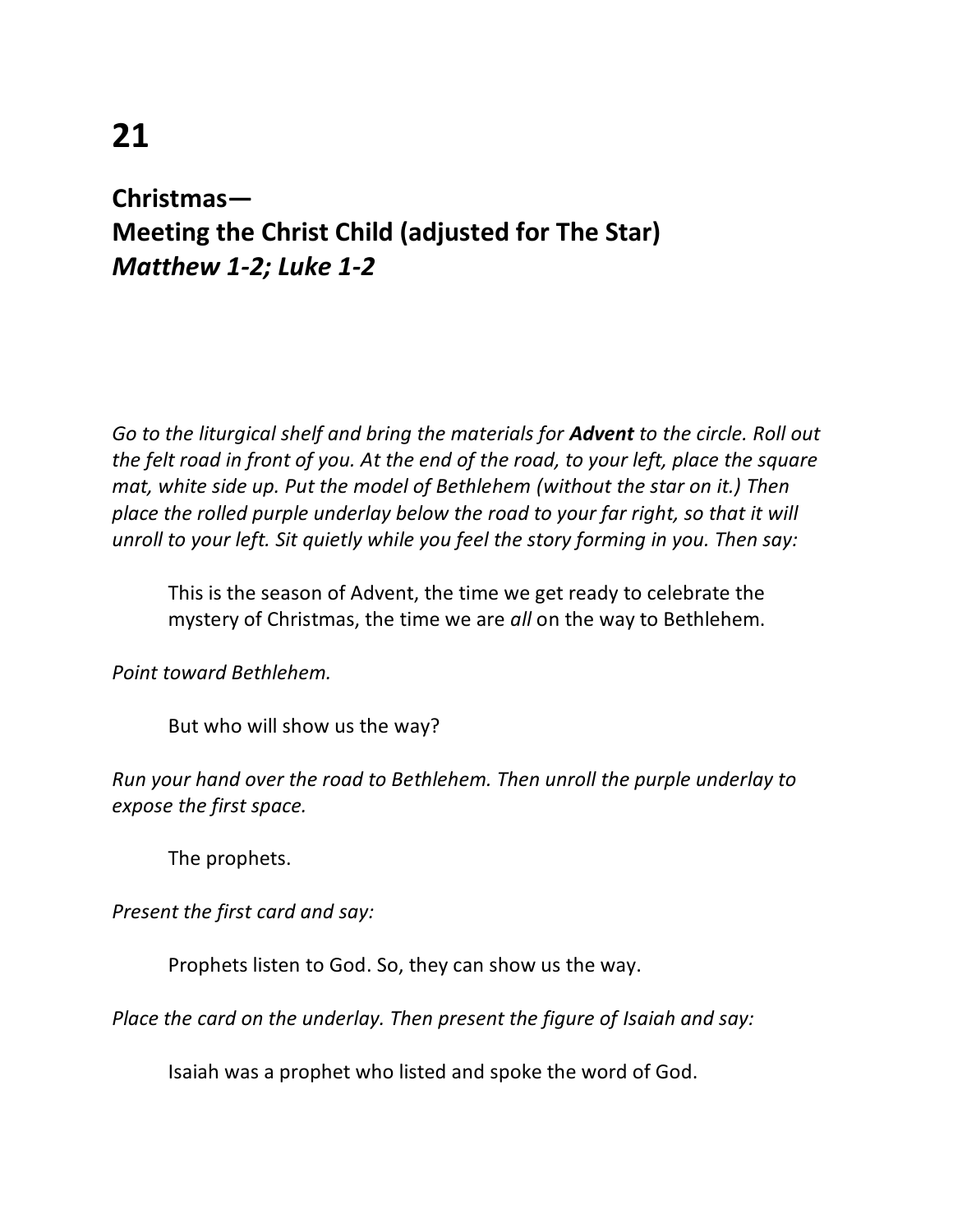# 21

## Christmas—
## Meeting the Christ Child (adjusted for The Star)
## *Matthew 1-2; Luke 1-2*

*Go to the liturgical shelf and bring the materials for* ***Advent*** *to the circle. Roll out the felt road in front of you. At the end of the road, to your left, place the square mat, white side up. Put the model of Bethlehem (without the star on it.) Then place the rolled purple underlay below the road to your far right, so that it will unroll to your left. Sit quietly while you feel the story forming in you. Then say:*

> This is the season of Advent, the time we get ready to celebrate the mystery of Christmas, the time we are *all* on the way to Bethlehem.

*Point toward Bethlehem.*

> But who will show us the way?

*Run your hand over the road to Bethlehem. Then unroll the purple underlay to expose the first space.*

> The prophets.

*Present the first card and say:*

> Prophets listen to God. So, they can show us the way.

*Place the card on the underlay. Then present the figure of Isaiah and say:*

> Isaiah was a prophet who listed and spoke the word of God.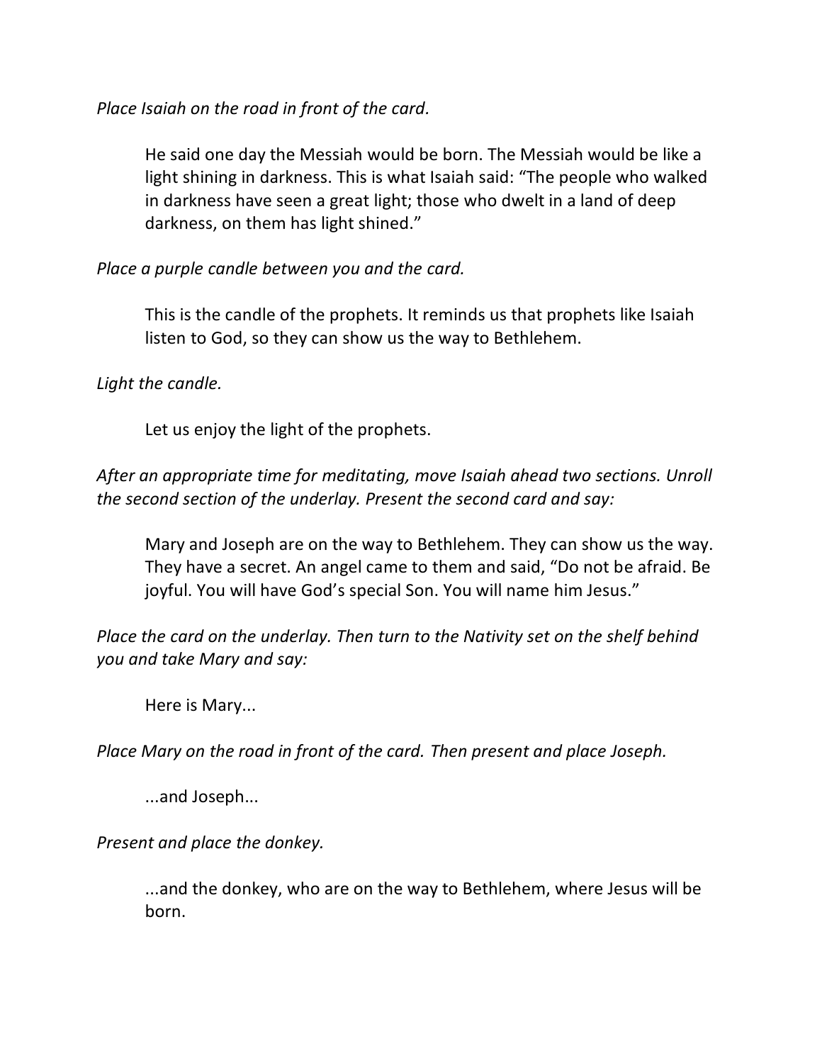*Place Isaiah on the road in front of the card.*

> He said one day the Messiah would be born. The Messiah would be like a light shining in darkness. This is what Isaiah said: "The people who walked in darkness have seen a great light; those who dwelt in a land of deep darkness, on them has light shined."

*Place a purple candle between you and the card.*

> This is the candle of the prophets. It reminds us that prophets like Isaiah listen to God, so they can show us the way to Bethlehem.

*Light the candle.*

> Let us enjoy the light of the prophets.

*After an appropriate time for meditating, move Isaiah ahead two sections. Unroll the second section of the underlay. Present the second card and say:*

> Mary and Joseph are on the way to Bethlehem. They can show us the way. They have a secret. An angel came to them and said, "Do not be afraid. Be joyful. You will have God's special Son. You will name him Jesus."

*Place the card on the underlay. Then turn to the Nativity set on the shelf behind you and take Mary and say:*

> Here is Mary...

*Place Mary on the road in front of the card. Then present and place Joseph.*

> ...and Joseph...

*Present and place the donkey.*

> ...and the donkey, who are on the way to Bethlehem, where Jesus will be born.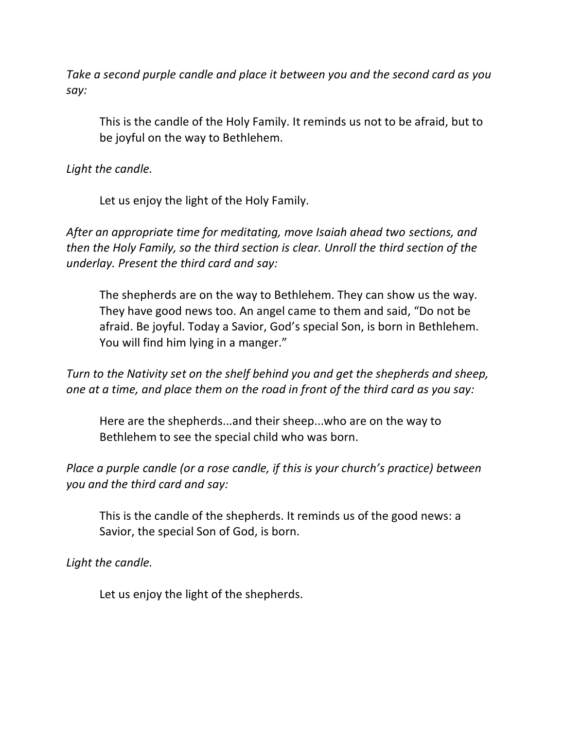*Take a second purple candle and place it between you and the second card as you say:*

> This is the candle of the Holy Family. It reminds us not to be afraid, but to be joyful on the way to Bethlehem.

*Light the candle.*

> Let us enjoy the light of the Holy Family.

*After an appropriate time for meditating, move Isaiah ahead two sections, and then the Holy Family, so the third section is clear. Unroll the third section of the underlay. Present the third card and say:*

> The shepherds are on the way to Bethlehem. They can show us the way. They have good news too. An angel came to them and said, "Do not be afraid. Be joyful. Today a Savior, God's special Son, is born in Bethlehem. You will find him lying in a manger."

*Turn to the Nativity set on the shelf behind you and get the shepherds and sheep, one at a time, and place them on the road in front of the third card as you say:*

> Here are the shepherds...and their sheep...who are on the way to Bethlehem to see the special child who was born.

*Place a purple candle (or a rose candle, if this is your church's practice) between you and the third card and say:*

> This is the candle of the shepherds. It reminds us of the good news: a Savior, the special Son of God, is born.

*Light the candle.*

> Let us enjoy the light of the shepherds.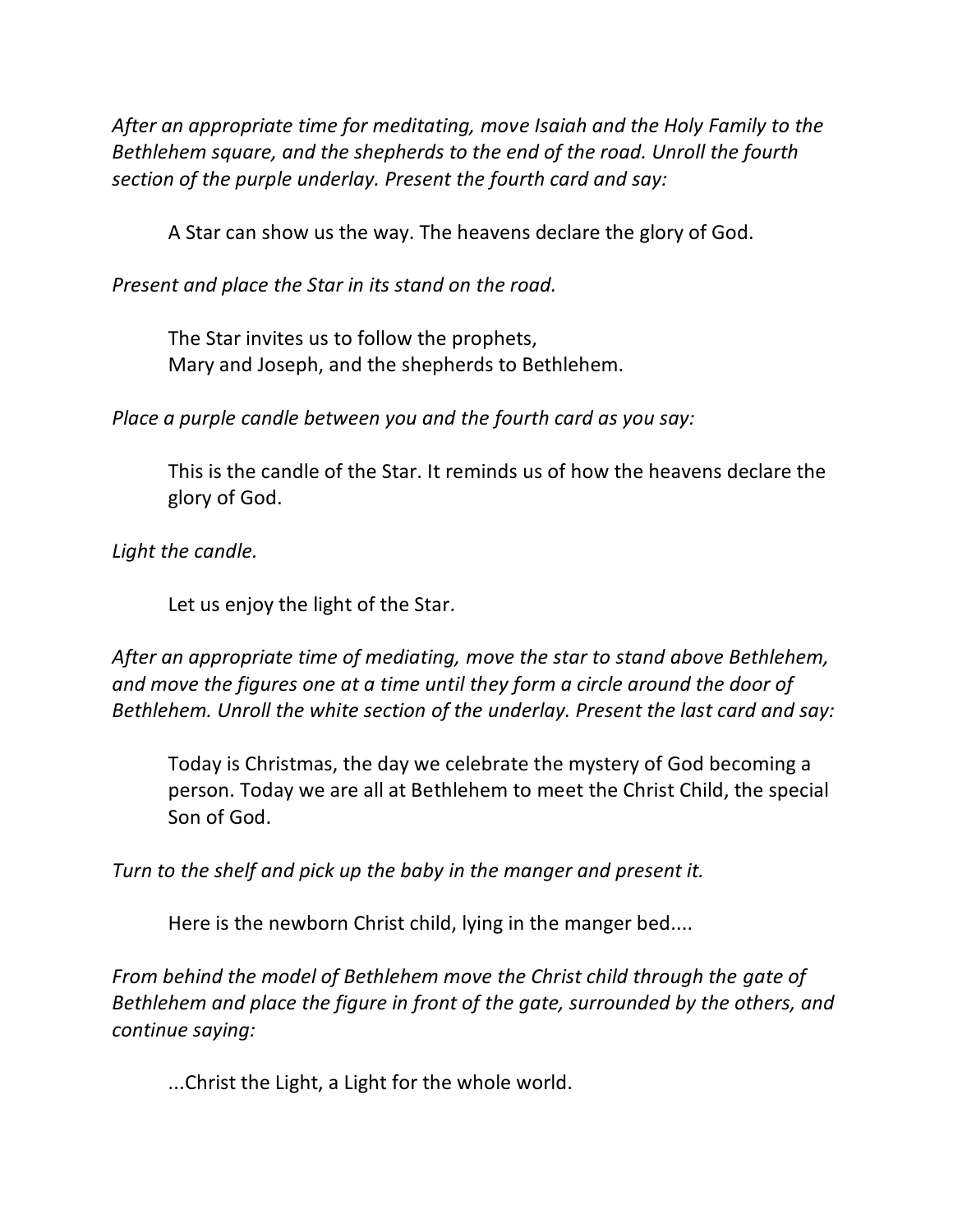*After an appropriate time for meditating, move Isaiah and the Holy Family to the Bethlehem square, and the shepherds to the end of the road. Unroll the fourth section of the purple underlay. Present the fourth card and say:*

> A Star can show us the way. The heavens declare the glory of God.

*Present and place the Star in its stand on the road.*

> The Star invites us to follow the prophets,
> Mary and Joseph, and the shepherds to Bethlehem.

*Place a purple candle between you and the fourth card as you say:*

> This is the candle of the Star. It reminds us of how the heavens declare the glory of God.

*Light the candle.*

> Let us enjoy the light of the Star.

*After an appropriate time of mediating, move the star to stand above Bethlehem, and move the figures one at a time until they form a circle around the door of Bethlehem. Unroll the white section of the underlay. Present the last card and say:*

> Today is Christmas, the day we celebrate the mystery of God becoming a person. Today we are all at Bethlehem to meet the Christ Child, the special Son of God.

*Turn to the shelf and pick up the baby in the manger and present it.*

> Here is the newborn Christ child, lying in the manger bed....

*From behind the model of Bethlehem move the Christ child through the gate of Bethlehem and place the figure in front of the gate, surrounded by the others, and continue saying:*

> ...Christ the Light, a Light for the whole world.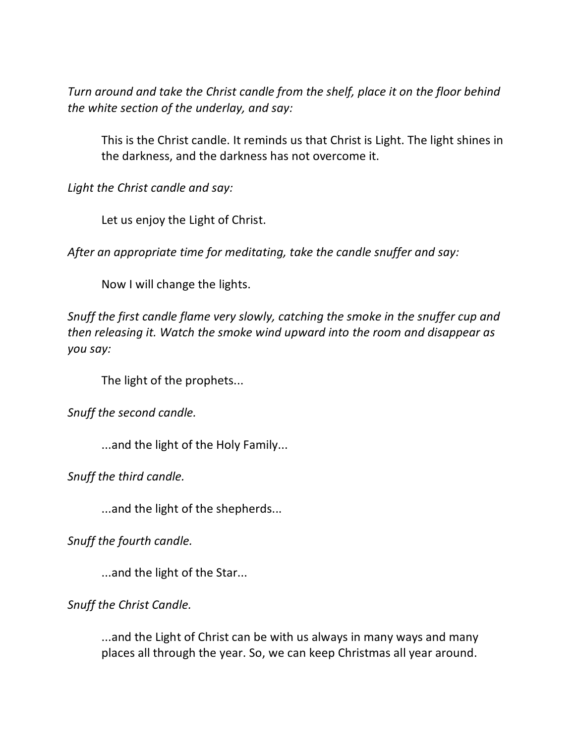*Turn around and take the Christ candle from the shelf, place it on the floor behind the white section of the underlay, and say:*

> This is the Christ candle. It reminds us that Christ is Light. The light shines in the darkness, and the darkness has not overcome it.

*Light the Christ candle and say:*

> Let us enjoy the Light of Christ.

*After an appropriate time for meditating, take the candle snuffer and say:*

> Now I will change the lights.

*Snuff the first candle flame very slowly, catching the smoke in the snuffer cup and then releasing it. Watch the smoke wind upward into the room and disappear as you say:*

> The light of the prophets...

*Snuff the second candle.*

> ...and the light of the Holy Family...

*Snuff the third candle.*

> ...and the light of the shepherds...

*Snuff the fourth candle.*

> ...and the light of the Star...

*Snuff the Christ Candle.*

> ...and the Light of Christ can be with us always in many ways and many places all through the year. So, we can keep Christmas all year around.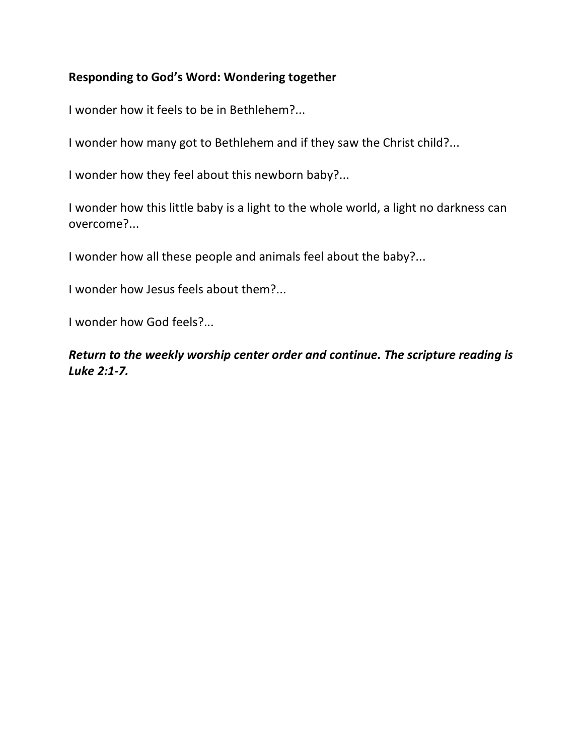**Responding to God's Word: Wondering together**

I wonder how it feels to be in Bethlehem?...

I wonder how many got to Bethlehem and if they saw the Christ child?...

I wonder how they feel about this newborn baby?...

I wonder how this little baby is a light to the whole world, a light no darkness can overcome?...

I wonder how all these people and animals feel about the baby?...

I wonder how Jesus feels about them?...

I wonder how God feels?...

***Return to the weekly worship center order and continue. The scripture reading is Luke 2:1-7.***